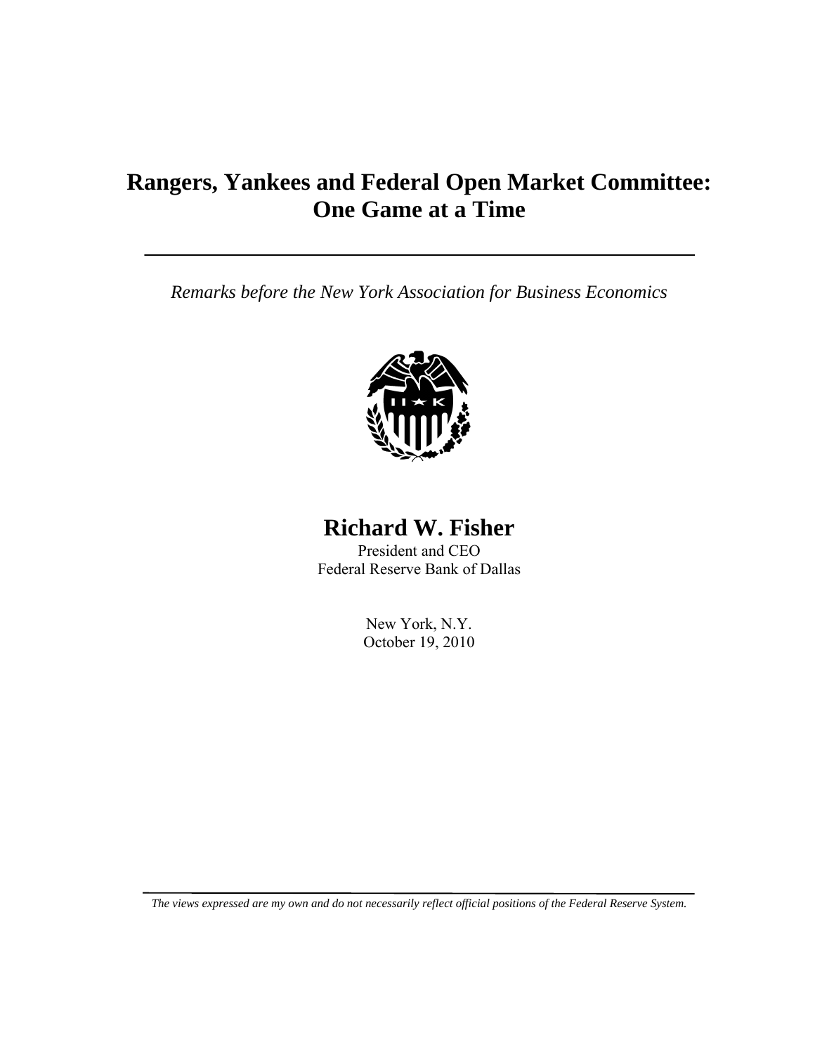# Rangers, Yankees and Federal Open Market Committee: One Game at a Time

*Remarks before the New York Association for Business Economics*

## Richard W. Fisher

President and CEO
Federal Reserve Bank of Dallas

New York, N.Y.
October 19, 2010

*The views expressed are my own and do not necessarily reflect official positions of the Federal Reserve System.*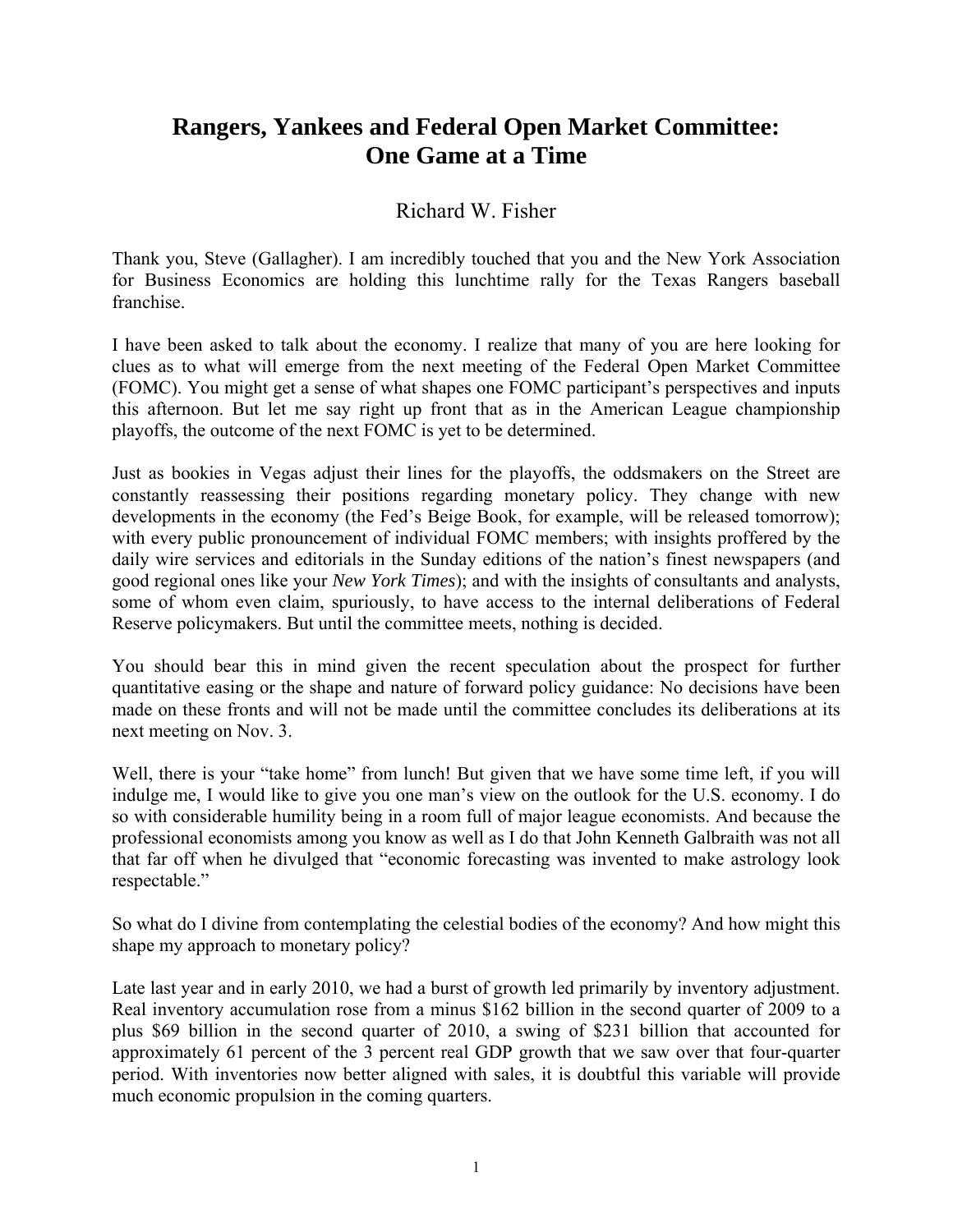# Rangers, Yankees and Federal Open Market Committee: One Game at a Time

Richard W. Fisher

Thank you, Steve (Gallagher). I am incredibly touched that you and the New York Association for Business Economics are holding this lunchtime rally for the Texas Rangers baseball franchise.

I have been asked to talk about the economy. I realize that many of you are here looking for clues as to what will emerge from the next meeting of the Federal Open Market Committee (FOMC). You might get a sense of what shapes one FOMC participant's perspectives and inputs this afternoon. But let me say right up front that as in the American League championship playoffs, the outcome of the next FOMC is yet to be determined.

Just as bookies in Vegas adjust their lines for the playoffs, the oddsmakers on the Street are constantly reassessing their positions regarding monetary policy. They change with new developments in the economy (the Fed's Beige Book, for example, will be released tomorrow); with every public pronouncement of individual FOMC members; with insights proffered by the daily wire services and editorials in the Sunday editions of the nation's finest newspapers (and good regional ones like your *New York Times*); and with the insights of consultants and analysts, some of whom even claim, spuriously, to have access to the internal deliberations of Federal Reserve policymakers. But until the committee meets, nothing is decided.

You should bear this in mind given the recent speculation about the prospect for further quantitative easing or the shape and nature of forward policy guidance: No decisions have been made on these fronts and will not be made until the committee concludes its deliberations at its next meeting on Nov. 3.

Well, there is your "take home" from lunch! But given that we have some time left, if you will indulge me, I would like to give you one man's view on the outlook for the U.S. economy. I do so with considerable humility being in a room full of major league economists. And because the professional economists among you know as well as I do that John Kenneth Galbraith was not all that far off when he divulged that "economic forecasting was invented to make astrology look respectable."

So what do I divine from contemplating the celestial bodies of the economy? And how might this shape my approach to monetary policy?

Late last year and in early 2010, we had a burst of growth led primarily by inventory adjustment. Real inventory accumulation rose from a minus $162 billion in the second quarter of 2009 to a plus $69 billion in the second quarter of 2010, a swing of $231 billion that accounted for approximately 61 percent of the 3 percent real GDP growth that we saw over that four-quarter period. With inventories now better aligned with sales, it is doubtful this variable will provide much economic propulsion in the coming quarters.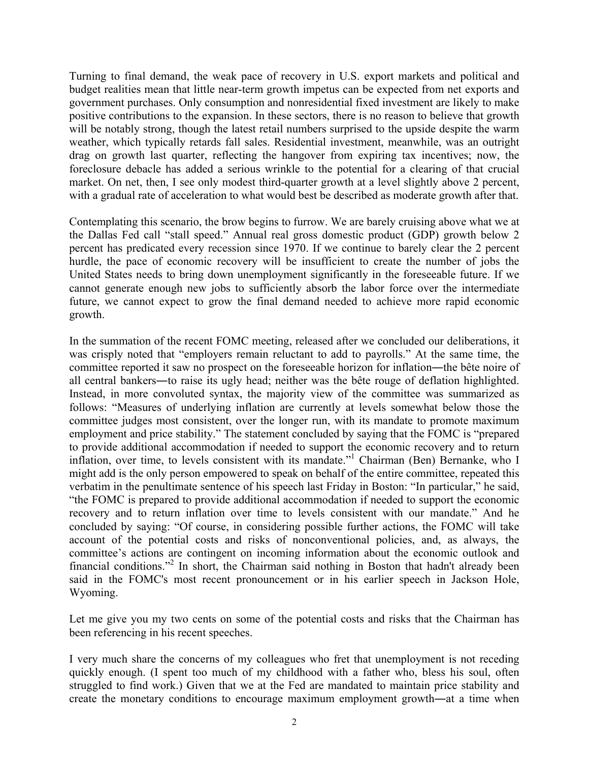Turning to final demand, the weak pace of recovery in U.S. export markets and political and budget realities mean that little near-term growth impetus can be expected from net exports and government purchases. Only consumption and nonresidential fixed investment are likely to make positive contributions to the expansion. In these sectors, there is no reason to believe that growth will be notably strong, though the latest retail numbers surprised to the upside despite the warm weather, which typically retards fall sales. Residential investment, meanwhile, was an outright drag on growth last quarter, reflecting the hangover from expiring tax incentives; now, the foreclosure debacle has added a serious wrinkle to the potential for a clearing of that crucial market. On net, then, I see only modest third-quarter growth at a level slightly above 2 percent, with a gradual rate of acceleration to what would best be described as moderate growth after that.

Contemplating this scenario, the brow begins to furrow. We are barely cruising above what we at the Dallas Fed call "stall speed." Annual real gross domestic product (GDP) growth below 2 percent has predicated every recession since 1970. If we continue to barely clear the 2 percent hurdle, the pace of economic recovery will be insufficient to create the number of jobs the United States needs to bring down unemployment significantly in the foreseeable future. If we cannot generate enough new jobs to sufficiently absorb the labor force over the intermediate future, we cannot expect to grow the final demand needed to achieve more rapid economic growth.

In the summation of the recent FOMC meeting, released after we concluded our deliberations, it was crisply noted that "employers remain reluctant to add to payrolls." At the same time, the committee reported it saw no prospect on the foreseeable horizon for inflation―the bête noire of all central bankers―to raise its ugly head; neither was the bête rouge of deflation highlighted. Instead, in more convoluted syntax, the majority view of the committee was summarized as follows: "Measures of underlying inflation are currently at levels somewhat below those the committee judges most consistent, over the longer run, with its mandate to promote maximum employment and price stability." The statement concluded by saying that the FOMC is "prepared to provide additional accommodation if needed to support the economic recovery and to return inflation, over time, to levels consistent with its mandate."[1] Chairman (Ben) Bernanke, who I might add is the only person empowered to speak on behalf of the entire committee, repeated this verbatim in the penultimate sentence of his speech last Friday in Boston: "In particular," he said, "the FOMC is prepared to provide additional accommodation if needed to support the economic recovery and to return inflation over time to levels consistent with our mandate." And he concluded by saying: "Of course, in considering possible further actions, the FOMC will take account of the potential costs and risks of nonconventional policies, and, as always, the committee's actions are contingent on incoming information about the economic outlook and financial conditions."[2] In short, the Chairman said nothing in Boston that hadn't already been said in the FOMC's most recent pronouncement or in his earlier speech in Jackson Hole, Wyoming.

Let me give you my two cents on some of the potential costs and risks that the Chairman has been referencing in his recent speeches.

I very much share the concerns of my colleagues who fret that unemployment is not receding quickly enough. (I spent too much of my childhood with a father who, bless his soul, often struggled to find work.) Given that we at the Fed are mandated to maintain price stability and create the monetary conditions to encourage maximum employment growth―at a time when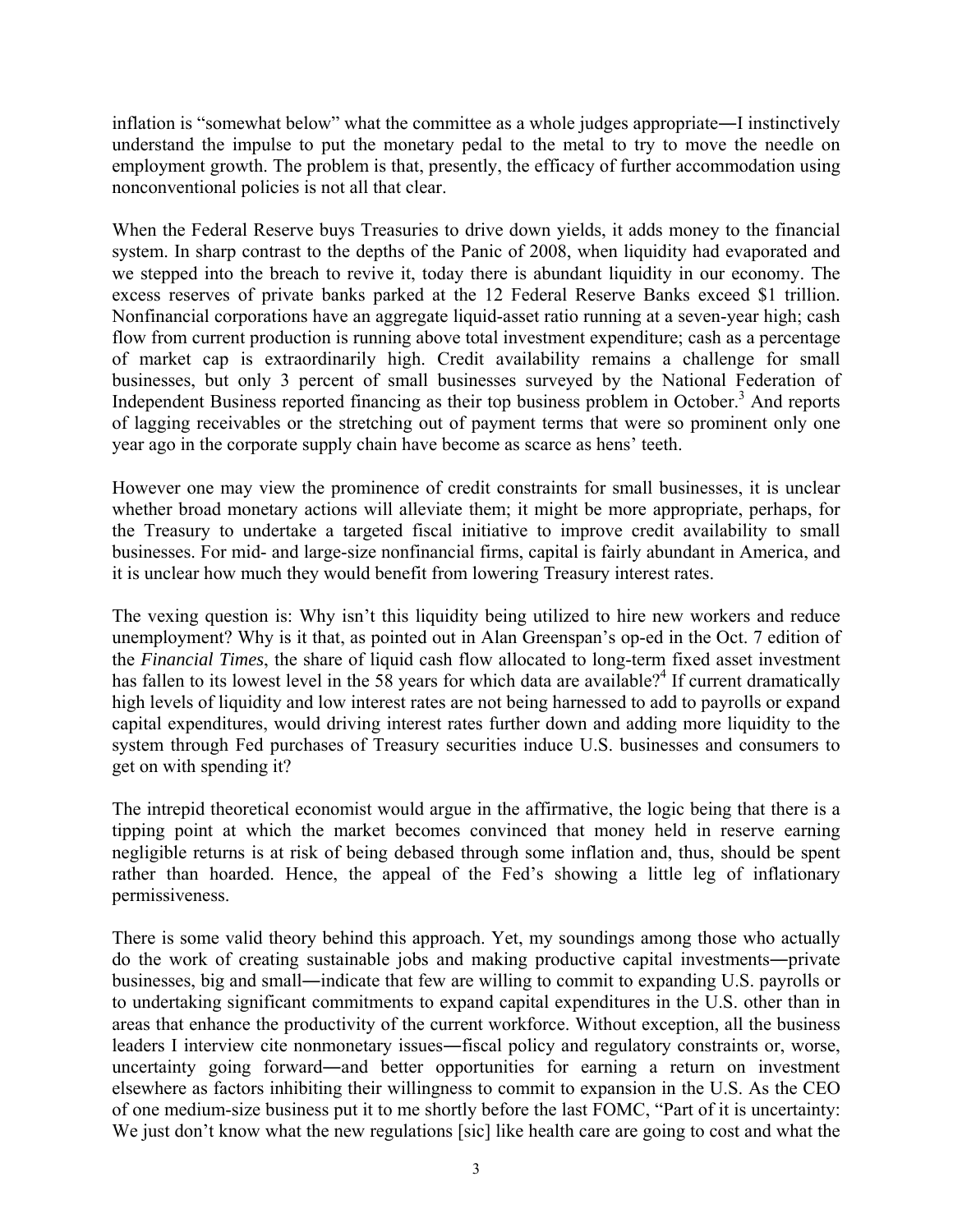inflation is "somewhat below" what the committee as a whole judges appropriate―I instinctively understand the impulse to put the monetary pedal to the metal to try to move the needle on employment growth. The problem is that, presently, the efficacy of further accommodation using nonconventional policies is not all that clear.

When the Federal Reserve buys Treasuries to drive down yields, it adds money to the financial system. In sharp contrast to the depths of the Panic of 2008, when liquidity had evaporated and we stepped into the breach to revive it, today there is abundant liquidity in our economy. The excess reserves of private banks parked at the 12 Federal Reserve Banks exceed $1 trillion. Nonfinancial corporations have an aggregate liquid-asset ratio running at a seven-year high; cash flow from current production is running above total investment expenditure; cash as a percentage of market cap is extraordinarily high. Credit availability remains a challenge for small businesses, but only 3 percent of small businesses surveyed by the National Federation of Independent Business reported financing as their top business problem in October.[3] And reports of lagging receivables or the stretching out of payment terms that were so prominent only one year ago in the corporate supply chain have become as scarce as hens' teeth.

However one may view the prominence of credit constraints for small businesses, it is unclear whether broad monetary actions will alleviate them; it might be more appropriate, perhaps, for the Treasury to undertake a targeted fiscal initiative to improve credit availability to small businesses. For mid- and large-size nonfinancial firms, capital is fairly abundant in America, and it is unclear how much they would benefit from lowering Treasury interest rates.

The vexing question is: Why isn't this liquidity being utilized to hire new workers and reduce unemployment? Why is it that, as pointed out in Alan Greenspan's op-ed in the Oct. 7 edition of the *Financial Times*, the share of liquid cash flow allocated to long-term fixed asset investment has fallen to its lowest level in the 58 years for which data are available?[4] If current dramatically high levels of liquidity and low interest rates are not being harnessed to add to payrolls or expand capital expenditures, would driving interest rates further down and adding more liquidity to the system through Fed purchases of Treasury securities induce U.S. businesses and consumers to get on with spending it?

The intrepid theoretical economist would argue in the affirmative, the logic being that there is a tipping point at which the market becomes convinced that money held in reserve earning negligible returns is at risk of being debased through some inflation and, thus, should be spent rather than hoarded. Hence, the appeal of the Fed's showing a little leg of inflationary permissiveness.

There is some valid theory behind this approach. Yet, my soundings among those who actually do the work of creating sustainable jobs and making productive capital investments―private businesses, big and small―indicate that few are willing to commit to expanding U.S. payrolls or to undertaking significant commitments to expand capital expenditures in the U.S. other than in areas that enhance the productivity of the current workforce. Without exception, all the business leaders I interview cite nonmonetary issues―fiscal policy and regulatory constraints or, worse, uncertainty going forward―and better opportunities for earning a return on investment elsewhere as factors inhibiting their willingness to commit to expansion in the U.S. As the CEO of one medium-size business put it to me shortly before the last FOMC, "Part of it is uncertainty: We just don't know what the new regulations [sic] like health care are going to cost and what the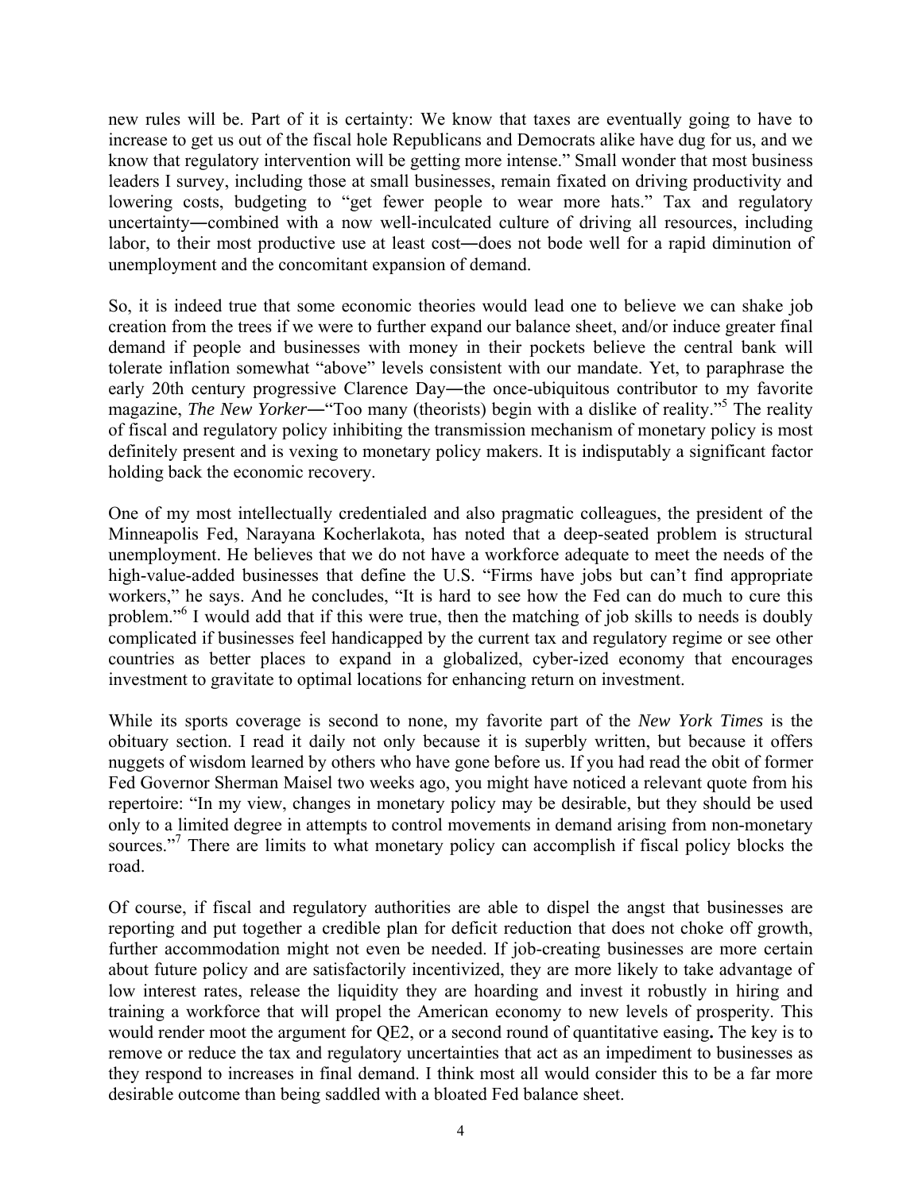new rules will be. Part of it is certainty: We know that taxes are eventually going to have to increase to get us out of the fiscal hole Republicans and Democrats alike have dug for us, and we know that regulatory intervention will be getting more intense." Small wonder that most business leaders I survey, including those at small businesses, remain fixated on driving productivity and lowering costs, budgeting to "get fewer people to wear more hats." Tax and regulatory uncertainty―combined with a now well-inculcated culture of driving all resources, including labor, to their most productive use at least cost―does not bode well for a rapid diminution of unemployment and the concomitant expansion of demand.

So, it is indeed true that some economic theories would lead one to believe we can shake job creation from the trees if we were to further expand our balance sheet, and/or induce greater final demand if people and businesses with money in their pockets believe the central bank will tolerate inflation somewhat "above" levels consistent with our mandate. Yet, to paraphrase the early 20th century progressive Clarence Day―the once-ubiquitous contributor to my favorite magazine, *The New Yorker*―"Too many (theorists) begin with a dislike of reality."[5] The reality of fiscal and regulatory policy inhibiting the transmission mechanism of monetary policy is most definitely present and is vexing to monetary policy makers. It is indisputably a significant factor holding back the economic recovery.

One of my most intellectually credentialed and also pragmatic colleagues, the president of the Minneapolis Fed, Narayana Kocherlakota, has noted that a deep-seated problem is structural unemployment. He believes that we do not have a workforce adequate to meet the needs of the high-value-added businesses that define the U.S. "Firms have jobs but can't find appropriate workers," he says. And he concludes, "It is hard to see how the Fed can do much to cure this problem."[6] I would add that if this were true, then the matching of job skills to needs is doubly complicated if businesses feel handicapped by the current tax and regulatory regime or see other countries as better places to expand in a globalized, cyber-ized economy that encourages investment to gravitate to optimal locations for enhancing return on investment.

While its sports coverage is second to none, my favorite part of the *New York Times* is the obituary section. I read it daily not only because it is superbly written, but because it offers nuggets of wisdom learned by others who have gone before us. If you had read the obit of former Fed Governor Sherman Maisel two weeks ago, you might have noticed a relevant quote from his repertoire: "In my view, changes in monetary policy may be desirable, but they should be used only to a limited degree in attempts to control movements in demand arising from non-monetary sources."[7] There are limits to what monetary policy can accomplish if fiscal policy blocks the road.

Of course, if fiscal and regulatory authorities are able to dispel the angst that businesses are reporting and put together a credible plan for deficit reduction that does not choke off growth, further accommodation might not even be needed. If job-creating businesses are more certain about future policy and are satisfactorily incentivized, they are more likely to take advantage of low interest rates, release the liquidity they are hoarding and invest it robustly in hiring and training a workforce that will propel the American economy to new levels of prosperity. This would render moot the argument for QE2, or a second round of quantitative easing**.** The key is to remove or reduce the tax and regulatory uncertainties that act as an impediment to businesses as they respond to increases in final demand. I think most all would consider this to be a far more desirable outcome than being saddled with a bloated Fed balance sheet.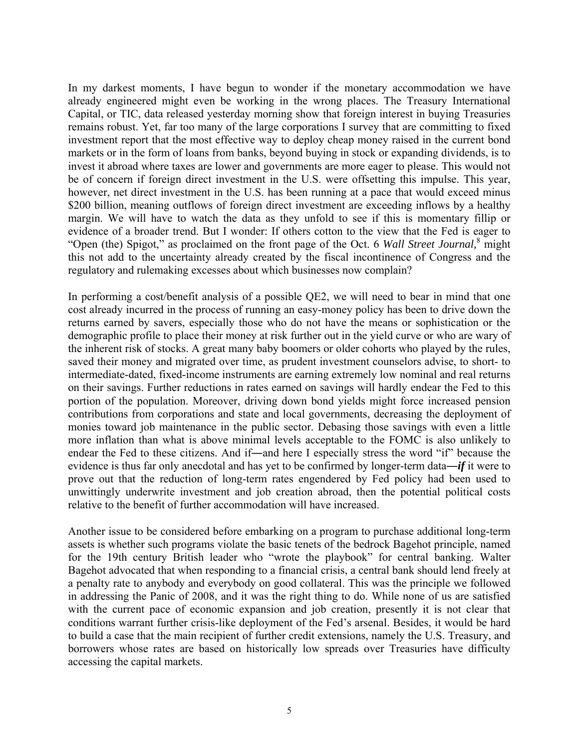In my darkest moments, I have begun to wonder if the monetary accommodation we have already engineered might even be working in the wrong places. The Treasury International Capital, or TIC, data released yesterday morning show that foreign interest in buying Treasuries remains robust. Yet, far too many of the large corporations I survey that are committing to fixed investment report that the most effective way to deploy cheap money raised in the current bond markets or in the form of loans from banks, beyond buying in stock or expanding dividends, is to invest it abroad where taxes are lower and governments are more eager to please. This would not be of concern if foreign direct investment in the U.S. were offsetting this impulse. This year, however, net direct investment in the U.S. has been running at a pace that would exceed minus \$200 billion, meaning outflows of foreign direct investment are exceeding inflows by a healthy margin. We will have to watch the data as they unfold to see if this is momentary fillip or evidence of a broader trend. But I wonder: If others cotton to the view that the Fed is eager to "Open (the) Spigot," as proclaimed on the front page of the Oct. 6 *Wall Street Journal,*[8] might this not add to the uncertainty already created by the fiscal incontinence of Congress and the regulatory and rulemaking excesses about which businesses now complain?

In performing a cost/benefit analysis of a possible QE2, we will need to bear in mind that one cost already incurred in the process of running an easy-money policy has been to drive down the returns earned by savers, especially those who do not have the means or sophistication or the demographic profile to place their money at risk further out in the yield curve or who are wary of the inherent risk of stocks. A great many baby boomers or older cohorts who played by the rules, saved their money and migrated over time, as prudent investment counselors advise, to short- to intermediate-dated, fixed-income instruments are earning extremely low nominal and real returns on their savings. Further reductions in rates earned on savings will hardly endear the Fed to this portion of the population. Moreover, driving down bond yields might force increased pension contributions from corporations and state and local governments, decreasing the deployment of monies toward job maintenance in the public sector. Debasing those savings with even a little more inflation than what is above minimal levels acceptable to the FOMC is also unlikely to endear the Fed to these citizens. And if—and here I especially stress the word "if" because the evidence is thus far only anecdotal and has yet to be confirmed by longer-term data—***if*** it were to prove out that the reduction of long-term rates engendered by Fed policy had been used to unwittingly underwrite investment and job creation abroad, then the potential political costs relative to the benefit of further accommodation will have increased.

Another issue to be considered before embarking on a program to purchase additional long-term assets is whether such programs violate the basic tenets of the bedrock Bagehot principle, named for the 19th century British leader who "wrote the playbook" for central banking. Walter Bagehot advocated that when responding to a financial crisis, a central bank should lend freely at a penalty rate to anybody and everybody on good collateral. This was the principle we followed in addressing the Panic of 2008, and it was the right thing to do. While none of us are satisfied with the current pace of economic expansion and job creation, presently it is not clear that conditions warrant further crisis-like deployment of the Fed's arsenal. Besides, it would be hard to build a case that the main recipient of further credit extensions, namely the U.S. Treasury, and borrowers whose rates are based on historically low spreads over Treasuries have difficulty accessing the capital markets.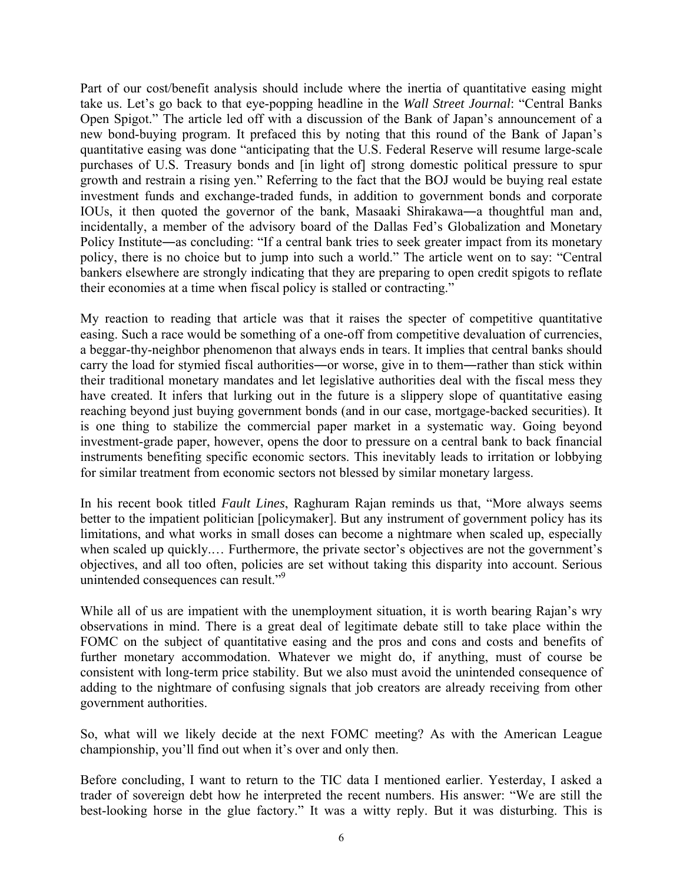Part of our cost/benefit analysis should include where the inertia of quantitative easing might take us. Let's go back to that eye-popping headline in the *Wall Street Journal*: "Central Banks Open Spigot." The article led off with a discussion of the Bank of Japan's announcement of a new bond-buying program. It prefaced this by noting that this round of the Bank of Japan's quantitative easing was done "anticipating that the U.S. Federal Reserve will resume large-scale purchases of U.S. Treasury bonds and [in light of] strong domestic political pressure to spur growth and restrain a rising yen." Referring to the fact that the BOJ would be buying real estate investment funds and exchange-traded funds, in addition to government bonds and corporate IOUs, it then quoted the governor of the bank, Masaaki Shirakawa—a thoughtful man and, incidentally, a member of the advisory board of the Dallas Fed's Globalization and Monetary Policy Institute—as concluding: "If a central bank tries to seek greater impact from its monetary policy, there is no choice but to jump into such a world." The article went on to say: "Central bankers elsewhere are strongly indicating that they are preparing to open credit spigots to reflate their economies at a time when fiscal policy is stalled or contracting."

My reaction to reading that article was that it raises the specter of competitive quantitative easing. Such a race would be something of a one-off from competitive devaluation of currencies, a beggar-thy-neighbor phenomenon that always ends in tears. It implies that central banks should carry the load for stymied fiscal authorities—or worse, give in to them—rather than stick within their traditional monetary mandates and let legislative authorities deal with the fiscal mess they have created. It infers that lurking out in the future is a slippery slope of quantitative easing reaching beyond just buying government bonds (and in our case, mortgage-backed securities). It is one thing to stabilize the commercial paper market in a systematic way. Going beyond investment-grade paper, however, opens the door to pressure on a central bank to back financial instruments benefiting specific economic sectors. This inevitably leads to irritation or lobbying for similar treatment from economic sectors not blessed by similar monetary largess.

In his recent book titled *Fault Lines*, Raghuram Rajan reminds us that, "More always seems better to the impatient politician [policymaker]. But any instrument of government policy has its limitations, and what works in small doses can become a nightmare when scaled up, especially when scaled up quickly.… Furthermore, the private sector's objectives are not the government's objectives, and all too often, policies are set without taking this disparity into account. Serious unintended consequences can result."[9]

While all of us are impatient with the unemployment situation, it is worth bearing Rajan's wry observations in mind. There is a great deal of legitimate debate still to take place within the FOMC on the subject of quantitative easing and the pros and cons and costs and benefits of further monetary accommodation. Whatever we might do, if anything, must of course be consistent with long-term price stability. But we also must avoid the unintended consequence of adding to the nightmare of confusing signals that job creators are already receiving from other government authorities.

So, what will we likely decide at the next FOMC meeting? As with the American League championship, you'll find out when it's over and only then.

Before concluding, I want to return to the TIC data I mentioned earlier. Yesterday, I asked a trader of sovereign debt how he interpreted the recent numbers. His answer: "We are still the best-looking horse in the glue factory." It was a witty reply. But it was disturbing. This is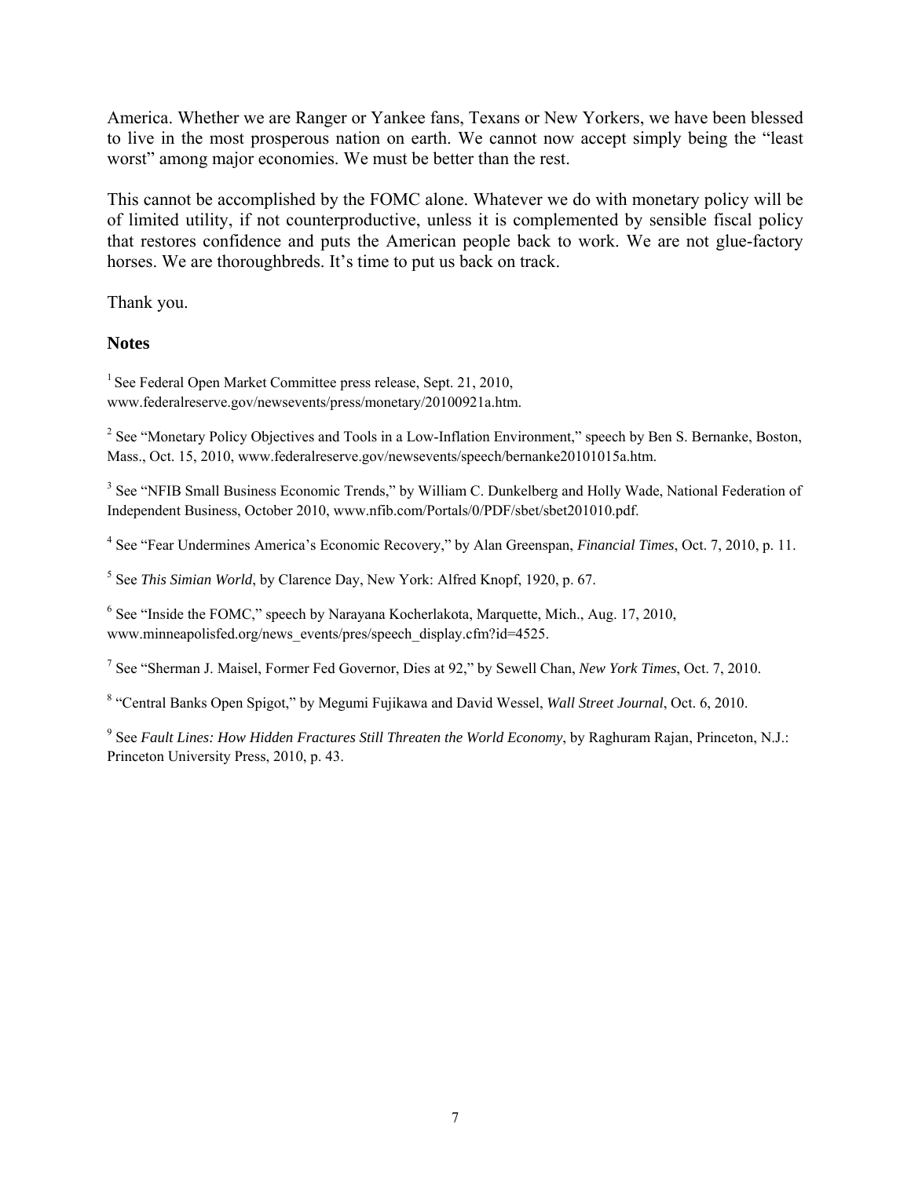America. Whether we are Ranger or Yankee fans, Texans or New Yorkers, we have been blessed to live in the most prosperous nation on earth. We cannot now accept simply being the "least worst" among major economies. We must be better than the rest.

This cannot be accomplished by the FOMC alone. Whatever we do with monetary policy will be of limited utility, if not counterproductive, unless it is complemented by sensible fiscal policy that restores confidence and puts the American people back to work. We are not glue-factory horses. We are thoroughbreds. It's time to put us back on track.

Thank you.

### Notes

[1] See Federal Open Market Committee press release, Sept. 21, 2010, www.federalreserve.gov/newsevents/press/monetary/20100921a.htm.

[2] See "Monetary Policy Objectives and Tools in a Low-Inflation Environment," speech by Ben S. Bernanke, Boston, Mass., Oct. 15, 2010, www.federalreserve.gov/newsevents/speech/bernanke20101015a.htm.

[3] See "NFIB Small Business Economic Trends," by William C. Dunkelberg and Holly Wade, National Federation of Independent Business, October 2010, www.nfib.com/Portals/0/PDF/sbet/sbet201010.pdf.

[4] See "Fear Undermines America's Economic Recovery," by Alan Greenspan, *Financial Times*, Oct. 7, 2010, p. 11.

[5] See *This Simian World*, by Clarence Day, New York: Alfred Knopf, 1920, p. 67.

[6] See "Inside the FOMC," speech by Narayana Kocherlakota, Marquette, Mich., Aug. 17, 2010, www.minneapolisfed.org/news_events/pres/speech_display.cfm?id=4525.

[7] See "Sherman J. Maisel, Former Fed Governor, Dies at 92," by Sewell Chan, *New York Times*, Oct. 7, 2010.

[8] "Central Banks Open Spigot," by Megumi Fujikawa and David Wessel, *Wall Street Journal*, Oct. 6, 2010.

[9] See *Fault Lines: How Hidden Fractures Still Threaten the World Economy*, by Raghuram Rajan, Princeton, N.J.: Princeton University Press, 2010, p. 43.